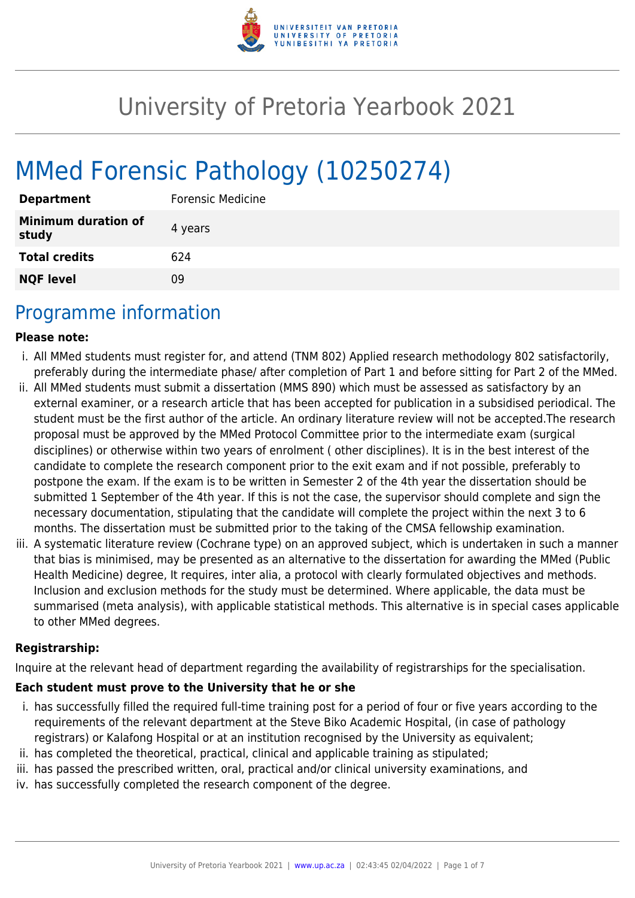# University of Pretoria Yearbook 2021

# MMed Forensic Pathology (10250274)

| | |
|---|---|
| **Department** | Forensic Medicine |
| **Minimum duration of study** | 4 years |
| **Total credits** | 624 |
| **NQF level** | 09 |

## Programme information

**Please note:**

i. All MMed students must register for, and attend (TNM 802) Applied research methodology 802 satisfactorily, preferably during the intermediate phase/ after completion of Part 1 and before sitting for Part 2 of the MMed.

ii. All MMed students must submit a dissertation (MMS 890) which must be assessed as satisfactory by an external examiner, or a research article that has been accepted for publication in a subsidised periodical. The student must be the first author of the article. An ordinary literature review will not be accepted.The research proposal must be approved by the MMed Protocol Committee prior to the intermediate exam (surgical disciplines) or otherwise within two years of enrolment ( other disciplines). It is in the best interest of the candidate to complete the research component prior to the exit exam and if not possible, preferably to postpone the exam. If the exam is to be written in Semester 2 of the 4th year the dissertation should be submitted 1 September of the 4th year. If this is not the case, the supervisor should complete and sign the necessary documentation, stipulating that the candidate will complete the project within the next 3 to 6 months. The dissertation must be submitted prior to the taking of the CMSA fellowship examination.

iii. A systematic literature review (Cochrane type) on an approved subject, which is undertaken in such a manner that bias is minimised, may be presented as an alternative to the dissertation for awarding the MMed (Public Health Medicine) degree, It requires, inter alia, a protocol with clearly formulated objectives and methods. Inclusion and exclusion methods for the study must be determined. Where applicable, the data must be summarised (meta analysis), with applicable statistical methods. This alternative is in special cases applicable to other MMed degrees.

**Registrarship:**

Inquire at the relevant head of department regarding the availability of registrarships for the specialisation.

**Each student must prove to the University that he or she**

i. has successfully filled the required full-time training post for a period of four or five years according to the requirements of the relevant department at the Steve Biko Academic Hospital, (in case of pathology registrars) or Kalafong Hospital or at an institution recognised by the University as equivalent;

ii. has completed the theoretical, practical, clinical and applicable training as stipulated;

iii. has passed the prescribed written, oral, practical and/or clinical university examinations, and

iv. has successfully completed the research component of the degree.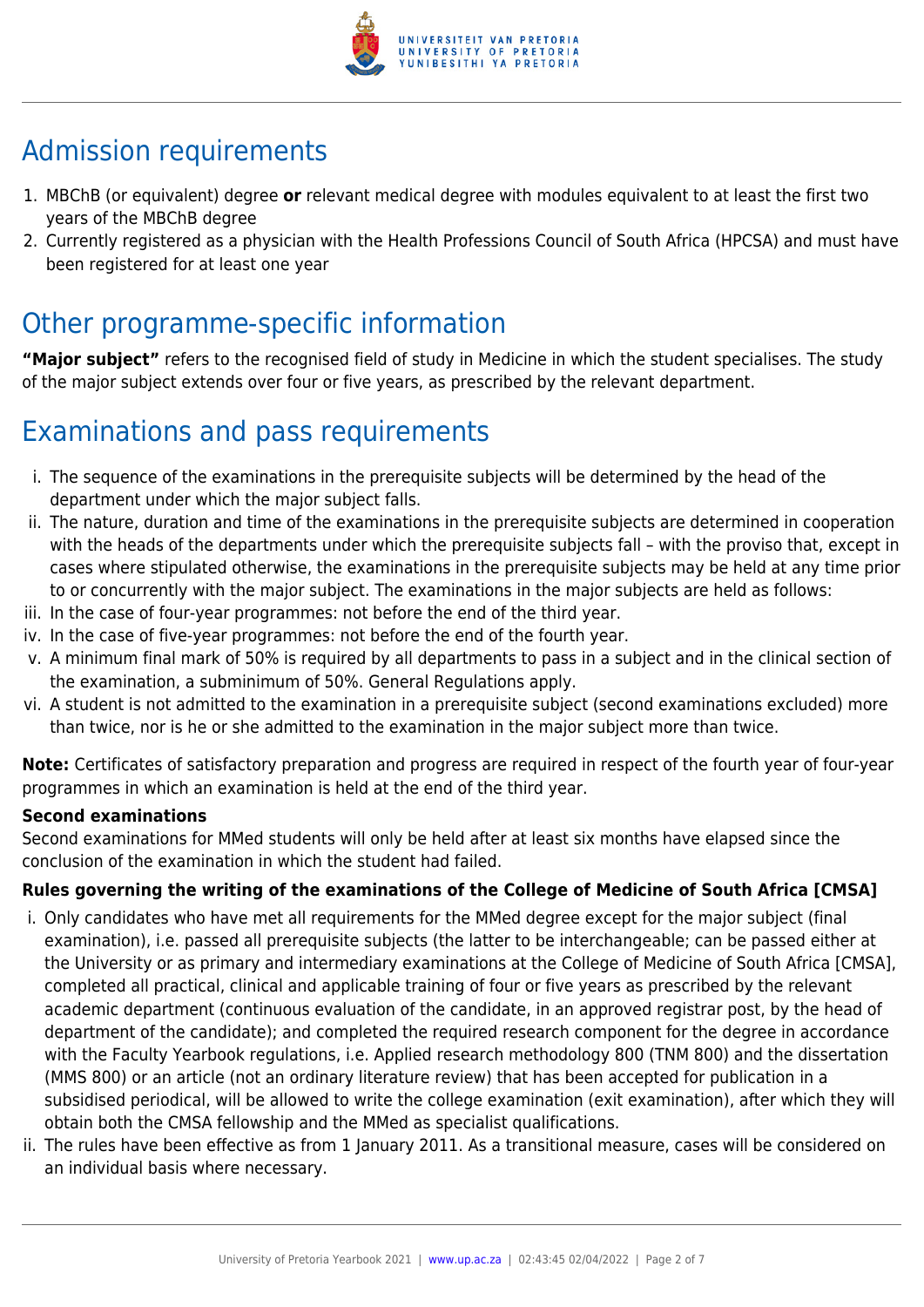## Admission requirements

1. MBChB (or equivalent) degree **or** relevant medical degree with modules equivalent to at least the first two years of the MBChB degree
2. Currently registered as a physician with the Health Professions Council of South Africa (HPCSA) and must have been registered for at least one year

## Other programme-specific information

**"Major subject"** refers to the recognised field of study in Medicine in which the student specialises. The study of the major subject extends over four or five years, as prescribed by the relevant department.

## Examinations and pass requirements

i. The sequence of the examinations in the prerequisite subjects will be determined by the head of the department under which the major subject falls.
ii. The nature, duration and time of the examinations in the prerequisite subjects are determined in cooperation with the heads of the departments under which the prerequisite subjects fall – with the proviso that, except in cases where stipulated otherwise, the examinations in the prerequisite subjects may be held at any time prior to or concurrently with the major subject. The examinations in the major subjects are held as follows:
iii. In the case of four-year programmes: not before the end of the third year.
iv. In the case of five-year programmes: not before the end of the fourth year.
v. A minimum final mark of 50% is required by all departments to pass in a subject and in the clinical section of the examination, a subminimum of 50%. General Regulations apply.
vi. A student is not admitted to the examination in a prerequisite subject (second examinations excluded) more than twice, nor is he or she admitted to the examination in the major subject more than twice.

**Note:** Certificates of satisfactory preparation and progress are required in respect of the fourth year of four-year programmes in which an examination is held at the end of the third year.

**Second examinations**
Second examinations for MMed students will only be held after at least six months have elapsed since the conclusion of the examination in which the student had failed.

**Rules governing the writing of the examinations of the College of Medicine of South Africa [CMSA]**

i. Only candidates who have met all requirements for the MMed degree except for the major subject (final examination), i.e. passed all prerequisite subjects (the latter to be interchangeable; can be passed either at the University or as primary and intermediary examinations at the College of Medicine of South Africa [CMSA], completed all practical, clinical and applicable training of four or five years as prescribed by the relevant academic department (continuous evaluation of the candidate, in an approved registrar post, by the head of department of the candidate); and completed the required research component for the degree in accordance with the Faculty Yearbook regulations, i.e. Applied research methodology 800 (TNM 800) and the dissertation (MMS 800) or an article (not an ordinary literature review) that has been accepted for publication in a subsidised periodical, will be allowed to write the college examination (exit examination), after which they will obtain both the CMSA fellowship and the MMed as specialist qualifications.
ii. The rules have been effective as from 1 January 2011. As a transitional measure, cases will be considered on an individual basis where necessary.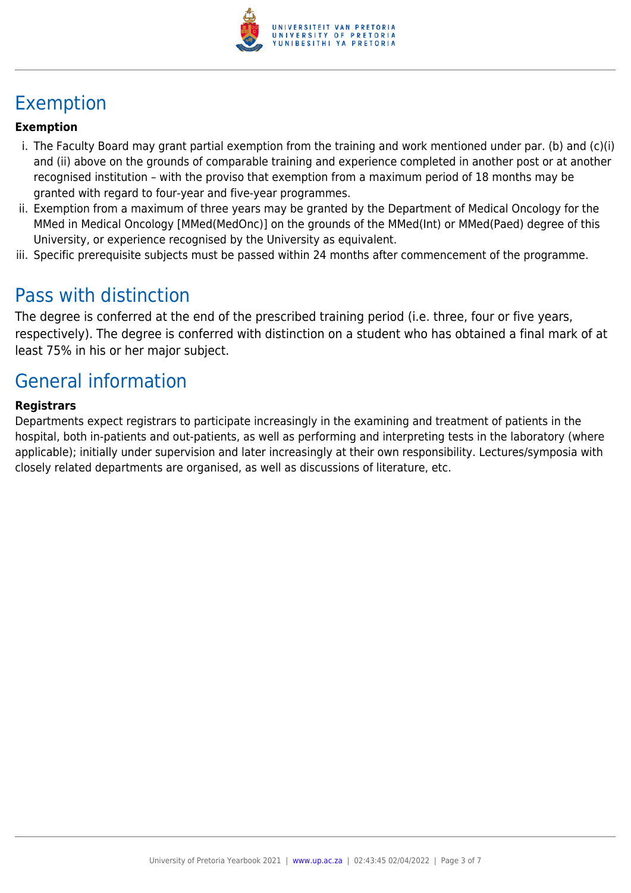## Exemption

**Exemption**

i. The Faculty Board may grant partial exemption from the training and work mentioned under par. (b) and (c)(i) and (ii) above on the grounds of comparable training and experience completed in another post or at another recognised institution – with the proviso that exemption from a maximum period of 18 months may be granted with regard to four-year and five-year programmes.
ii. Exemption from a maximum of three years may be granted by the Department of Medical Oncology for the MMed in Medical Oncology [MMed(MedOnc)] on the grounds of the MMed(Int) or MMed(Paed) degree of this University, or experience recognised by the University as equivalent.
iii. Specific prerequisite subjects must be passed within 24 months after commencement of the programme.

## Pass with distinction

The degree is conferred at the end of the prescribed training period (i.e. three, four or five years, respectively). The degree is conferred with distinction on a student who has obtained a final mark of at least 75% in his or her major subject.

## General information

**Registrars**

Departments expect registrars to participate increasingly in the examining and treatment of patients in the hospital, both in-patients and out-patients, as well as performing and interpreting tests in the laboratory (where applicable); initially under supervision and later increasingly at their own responsibility. Lectures/symposia with closely related departments are organised, as well as discussions of literature, etc.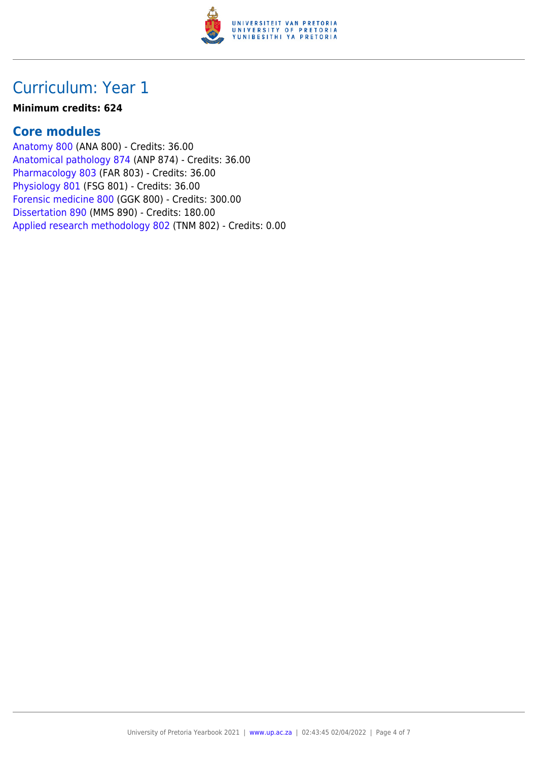# Curriculum: Year 1

**Minimum credits: 624**

## Core modules

Anatomy 800 (ANA 800) - Credits: 36.00
Anatomical pathology 874 (ANP 874) - Credits: 36.00
Pharmacology 803 (FAR 803) - Credits: 36.00
Physiology 801 (FSG 801) - Credits: 36.00
Forensic medicine 800 (GGK 800) - Credits: 300.00
Dissertation 890 (MMS 890) - Credits: 180.00
Applied research methodology 802 (TNM 802) - Credits: 0.00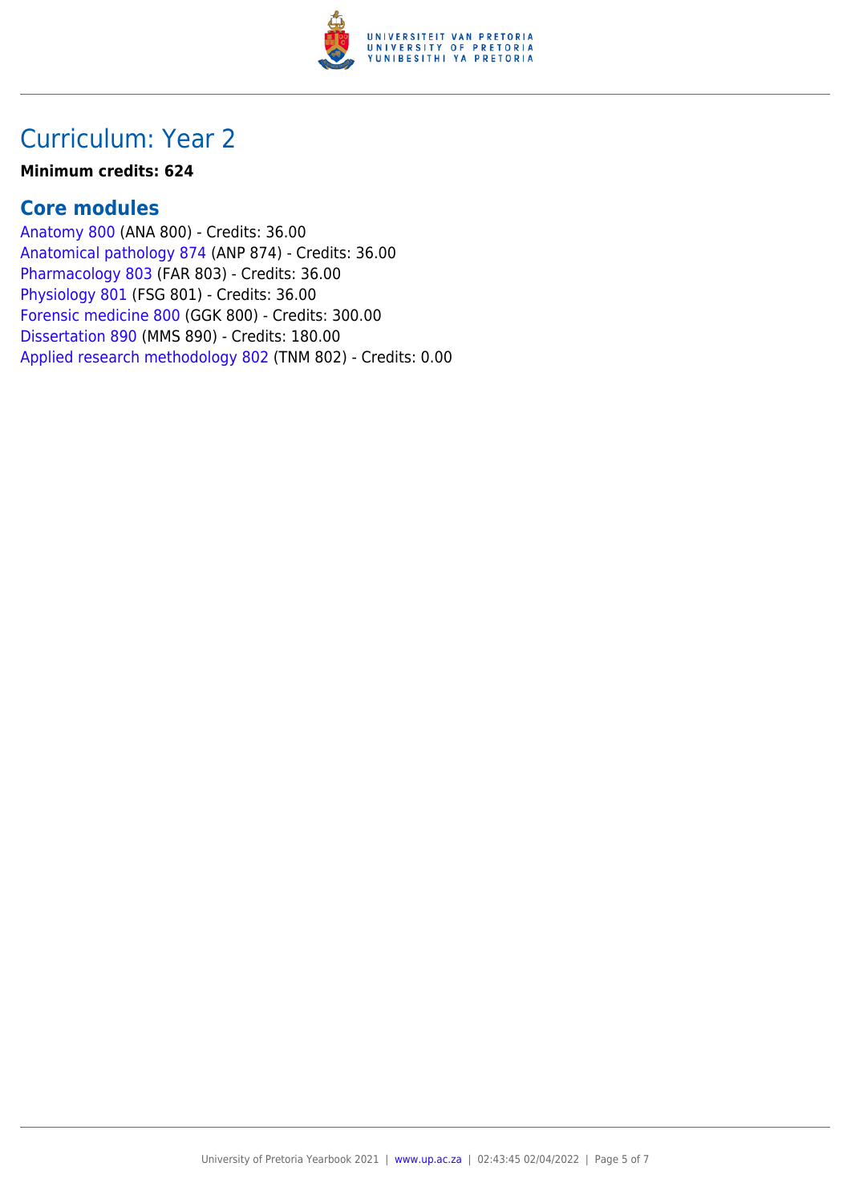# Curriculum: Year 2

**Minimum credits: 624**

## Core modules

Anatomy 800 (ANA 800) - Credits: 36.00
Anatomical pathology 874 (ANP 874) - Credits: 36.00
Pharmacology 803 (FAR 803) - Credits: 36.00
Physiology 801 (FSG 801) - Credits: 36.00
Forensic medicine 800 (GGK 800) - Credits: 300.00
Dissertation 890 (MMS 890) - Credits: 180.00
Applied research methodology 802 (TNM 802) - Credits: 0.00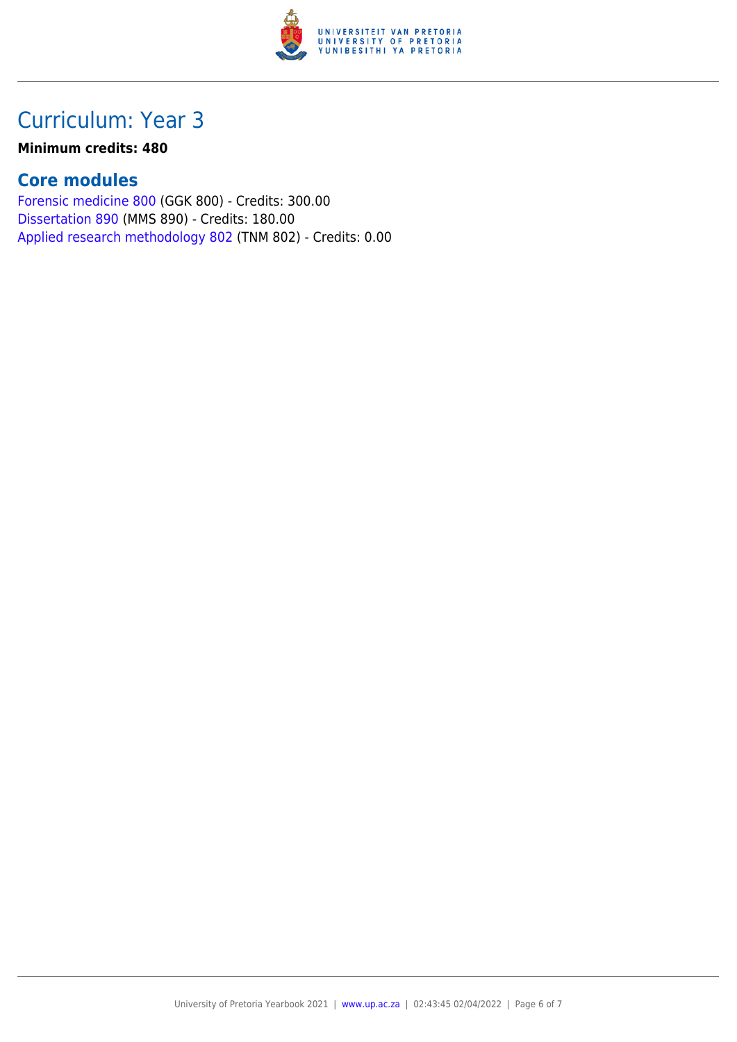# Curriculum: Year 3

**Minimum credits: 480**

## Core modules

Forensic medicine 800 (GGK 800) - Credits: 300.00
Dissertation 890 (MMS 890) - Credits: 180.00
Applied research methodology 802 (TNM 802) - Credits: 0.00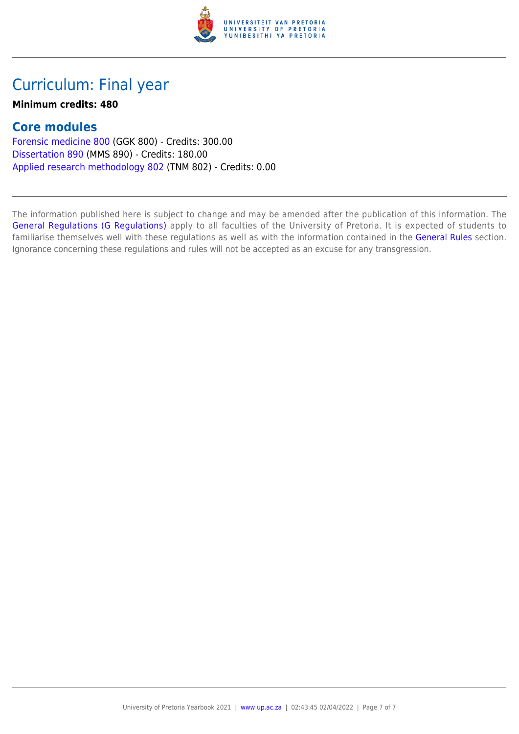## Curriculum: Final year

**Minimum credits: 480**

### Core modules

Forensic medicine 800 (GGK 800) - Credits: 300.00
Dissertation 890 (MMS 890) - Credits: 180.00
Applied research methodology 802 (TNM 802) - Credits: 0.00

The information published here is subject to change and may be amended after the publication of this information. The General Regulations (G Regulations) apply to all faculties of the University of Pretoria. It is expected of students to familiarise themselves well with these regulations as well as with the information contained in the General Rules section. Ignorance concerning these regulations and rules will not be accepted as an excuse for any transgression.